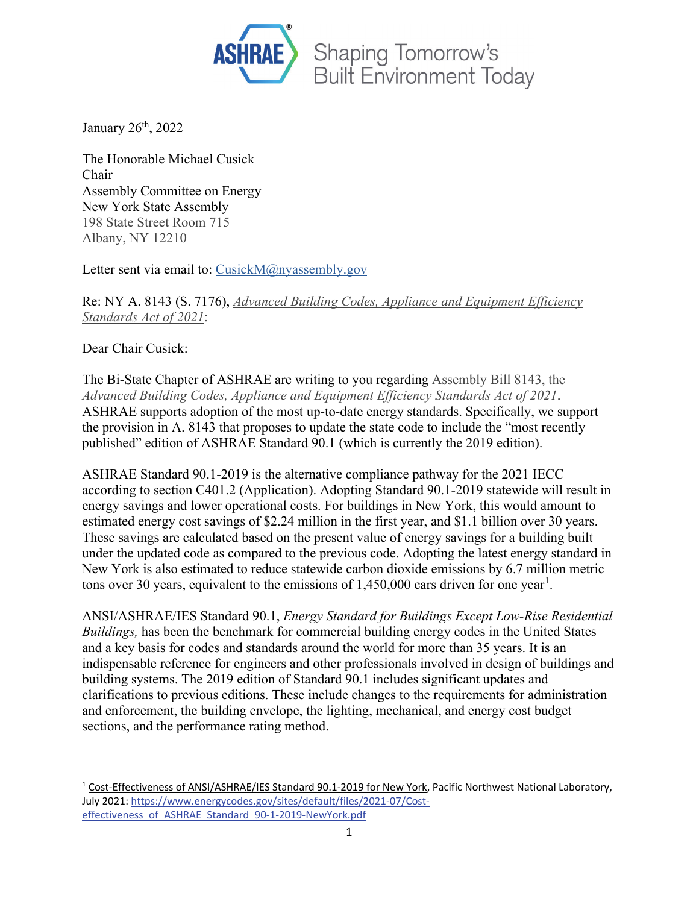ASHRAE Shaping Tomorrow's Built Environment Today

January 26th, 2022

The Honorable Michael Cusick
Chair
Assembly Committee on Energy
New York State Assembly
198 State Street Room 715
Albany, NY 12210

Letter sent via email to: CusickM@nyassembly.gov

Re: NY A. 8143 (S. 7176), *Advanced Building Codes, Appliance and Equipment Efficiency Standards Act of 2021*:

Dear Chair Cusick:

The Bi-State Chapter of ASHRAE are writing to you regarding Assembly Bill 8143, the *Advanced Building Codes, Appliance and Equipment Efficiency Standards Act of 2021*. ASHRAE supports adoption of the most up-to-date energy standards. Specifically, we support the provision in A. 8143 that proposes to update the state code to include the "most recently published" edition of ASHRAE Standard 90.1 (which is currently the 2019 edition).

ASHRAE Standard 90.1-2019 is the alternative compliance pathway for the 2021 IECC according to section C401.2 (Application). Adopting Standard 90.1-2019 statewide will result in energy savings and lower operational costs. For buildings in New York, this would amount to estimated energy cost savings of $2.24 million in the first year, and $1.1 billion over 30 years. These savings are calculated based on the present value of energy savings for a building built under the updated code as compared to the previous code. Adopting the latest energy standard in New York is also estimated to reduce statewide carbon dioxide emissions by 6.7 million metric tons over 30 years, equivalent to the emissions of 1,450,000 cars driven for one year[1].

ANSI/ASHRAE/IES Standard 90.1, *Energy Standard for Buildings Except Low-Rise Residential Buildings,* has been the benchmark for commercial building energy codes in the United States and a key basis for codes and standards around the world for more than 35 years. It is an indispensable reference for engineers and other professionals involved in design of buildings and building systems. The 2019 edition of Standard 90.1 includes significant updates and clarifications to previous editions. These include changes to the requirements for administration and enforcement, the building envelope, the lighting, mechanical, and energy cost budget sections, and the performance rating method.

---

[1] Cost-Effectiveness of ANSI/ASHRAE/IES Standard 90.1-2019 for New York, Pacific Northwest National Laboratory, July 2021: https://www.energycodes.gov/sites/default/files/2021-07/Cost-effectiveness_of_ASHRAE_Standard_90-1-2019-NewYork.pdf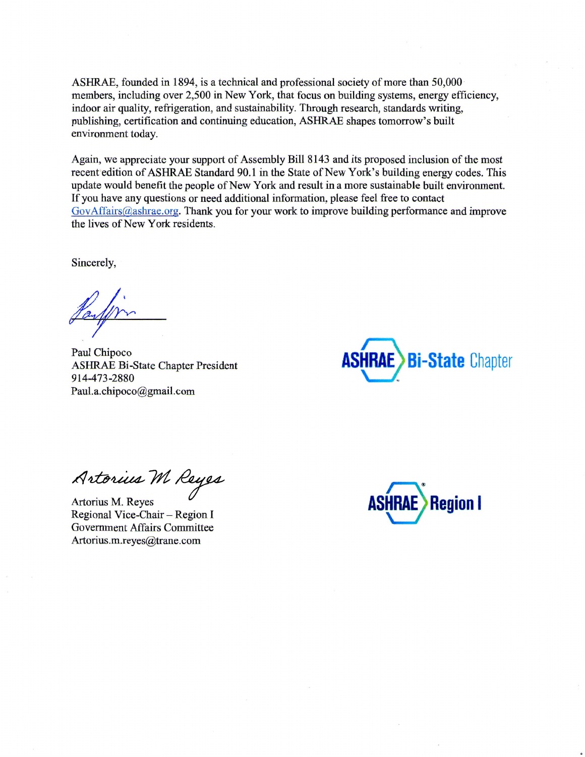ASHRAE, founded in 1894, is a technical and professional society of more than 50,000 members, including over 2,500 in New York, that focus on building systems, energy efficiency, indoor air quality, refrigeration, and sustainability. Through research, standards writing, publishing, certification and continuing education, ASHRAE shapes tomorrow's built environment today.

Again, we appreciate your support of Assembly Bill 8143 and its proposed inclusion of the most recent edition of ASHRAE Standard 90.1 in the State of New York's building energy codes. This update would benefit the people of New York and result in a more sustainable built environment. If you have any questions or need additional information, please feel free to contact GovAffairs@ashrae.org. Thank you for your work to improve building performance and improve the lives of New York residents.

Sincerely,

Paul Chipoco
ASHRAE Bi-State Chapter President
914-473-2880
Paul.a.chipoco@gmail.com

ASHRAE Bi-State Chapter

Artorius M. Reyes
Regional Vice-Chair – Region I
Government Affairs Committee
Artorius.m.reyes@trane.com

ASHRAE Region I